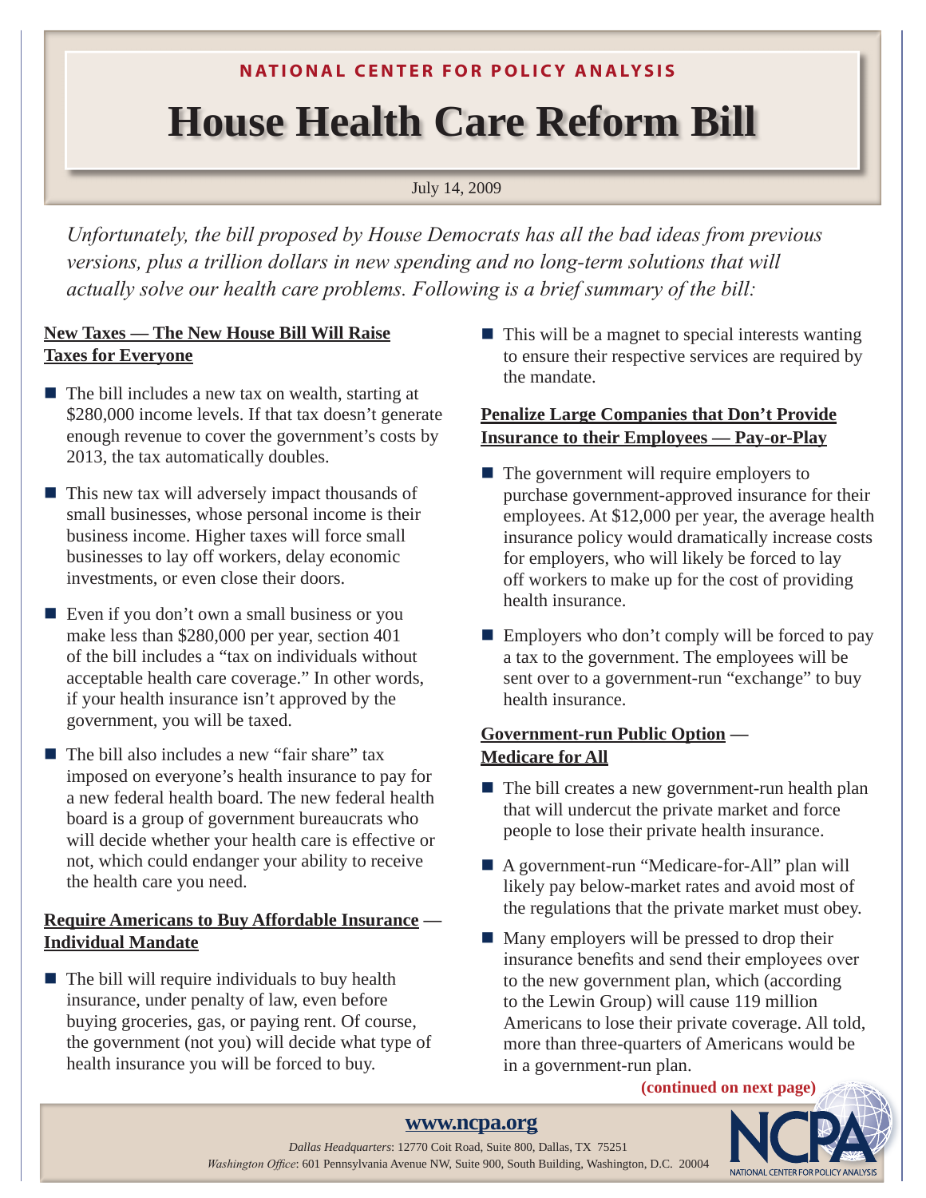NATIONAL CENTER FOR POLICY ANALYSIS

# House Health Care Reform Bill

July 14, 2009

*Unfortunately, the bill proposed by House Democrats has all the bad ideas from previous versions, plus a trillion dollars in new spending and no long-term solutions that will actually solve our health care problems. Following is a brief summary of the bill:*

## New Taxes — The New House Bill Will Raise Taxes for Everyone

- The bill includes a new tax on wealth, starting at $280,000 income levels. If that tax doesn't generate enough revenue to cover the government's costs by 2013, the tax automatically doubles.
- This new tax will adversely impact thousands of small businesses, whose personal income is their business income. Higher taxes will force small businesses to lay off workers, delay economic investments, or even close their doors.
- Even if you don't own a small business or you make less than $280,000 per year, section 401 of the bill includes a "tax on individuals without acceptable health care coverage." In other words, if your health insurance isn't approved by the government, you will be taxed.
- The bill also includes a new "fair share" tax imposed on everyone's health insurance to pay for a new federal health board. The new federal health board is a group of government bureaucrats who will decide whether your health care is effective or not, which could endanger your ability to receive the health care you need.

## Require Americans to Buy Affordable Insurance — Individual Mandate

- The bill will require individuals to buy health insurance, under penalty of law, even before buying groceries, gas, or paying rent. Of course, the government (not you) will decide what type of health insurance you will be forced to buy.
- This will be a magnet to special interests wanting to ensure their respective services are required by the mandate.

## Penalize Large Companies that Don't Provide Insurance to their Employees — Pay-or-Play

- The government will require employers to purchase government-approved insurance for their employees. At $12,000 per year, the average health insurance policy would dramatically increase costs for employers, who will likely be forced to lay off workers to make up for the cost of providing health insurance.
- Employers who don't comply will be forced to pay a tax to the government. The employees will be sent over to a government-run "exchange" to buy health insurance.

## Government-run Public Option — Medicare for All

- The bill creates a new government-run health plan that will undercut the private market and force people to lose their private health insurance.
- A government-run "Medicare-for-All" plan will likely pay below-market rates and avoid most of the regulations that the private market must obey.
- Many employers will be pressed to drop their insurance benefits and send their employees over to the new government plan, which (according to the Lewin Group) will cause 119 million Americans to lose their private coverage. All told, more than three-quarters of Americans would be in a government-run plan.

**(continued on next page)**

www.ncpa.org

*Dallas Headquarters*: 12770 Coit Road, Suite 800, Dallas, TX 75251
*Washington Office*: 601 Pennsylvania Avenue NW, Suite 900, South Building, Washington, D.C. 20004

NCPA NATIONAL CENTER FOR POLICY ANALYSIS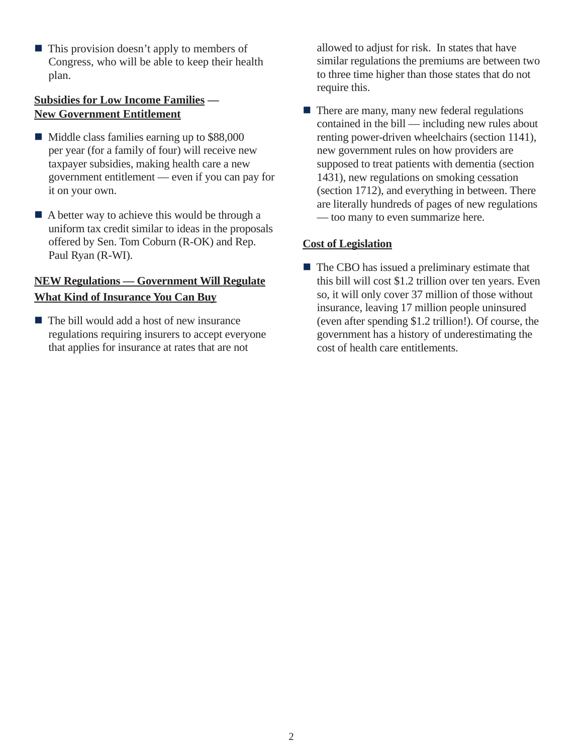- This provision doesn't apply to members of Congress, who will be able to keep their health plan.

**Subsidies for Low Income Families — New Government Entitlement**

- Middle class families earning up to $88,000 per year (for a family of four) will receive new taxpayer subsidies, making health care a new government entitlement — even if you can pay for it on your own.
- A better way to achieve this would be through a uniform tax credit similar to ideas in the proposals offered by Sen. Tom Coburn (R-OK) and Rep. Paul Ryan (R-WI).

**NEW Regulations — Government Will Regulate What Kind of Insurance You Can Buy**

- The bill would add a host of new insurance regulations requiring insurers to accept everyone that applies for insurance at rates that are not allowed to adjust for risk. In states that have similar regulations the premiums are between two to three time higher than those states that do not require this.
- There are many, many new federal regulations contained in the bill — including new rules about renting power-driven wheelchairs (section 1141), new government rules on how providers are supposed to treat patients with dementia (section 1431), new regulations on smoking cessation (section 1712), and everything in between. There are literally hundreds of pages of new regulations — too many to even summarize here.

**Cost of Legislation**

- The CBO has issued a preliminary estimate that this bill will cost $1.2 trillion over ten years. Even so, it will only cover 37 million of those without insurance, leaving 17 million people uninsured (even after spending $1.2 trillion!). Of course, the government has a history of underestimating the cost of health care entitlements.